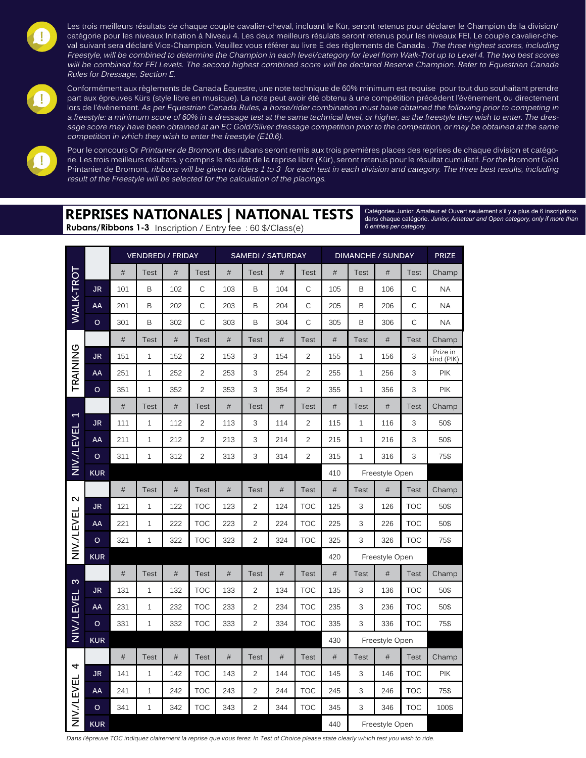Les trois meilleurs résultats de chaque couple cavalier-cheval, incluant le Kür, seront retenus pour déclarer le Champion de la division/catégorie pour les niveaux Initiation à Niveau 4. Les deux meilleurs résulats seront retenus pour les niveaux FEI. Le couple cavalier-cheval suivant sera déclaré Vice-Champion. Veuillez vous référer au livre E des règlements de Canada . *The three highest scores, including Freestyle, will be combined to determine the Champion in each level/category for level from Walk-Trot up to Level 4. The two best scores will be combined for FEI Levels. The second highest combined score will be declared Reserve Champion. Refer to Equestrian Canada Rules for Dressage, Section E.*

Conformément aux règlements de Canada Équestre, une note technique de 60% minimum est requise pour tout duo souhaitant prendre part aux épreuves Kürs (style libre en musique). La note peut avoir été obtenu à une compétition précédent l'événement, ou directement lors de l'événement. *As per Equestrian Canada Rules, a horse/rider combination must have obtained the following prior to competing in a freestyle: a minimum score of 60% in a dressage test at the same technical level, or higher, as the freestyle they wish to enter. The dressage score may have been obtained at an EC Gold/Silver dressage competition prior to the competition, or may be obtained at the same competition in which they wish to enter the freestyle (E10.6).*

Pour le concours Or *Printanier de Bromont*, des rubans seront remis aux trois premières places des reprises de chaque division et catégorie. Les trois meilleurs résultats, y compris le résultat de la reprise libre (Kür), seront retenus pour le résultat cumulatif. *For the* Bromont Gold Printanier de Bromont, *ribbons will be given to riders 1 to 3 for each test in each division and category. The three best results, including result of the Freestyle will be selected for the calculation of the placings.*

# REPRISES NATIONALES | NATIONAL TESTS

**Rubans/Ribbons 1-3** Inscription / Entry fee : 60 $/Class(e)

Catégories Junior, Amateur et Ouvert seulement s'il y a plus de 6 inscriptions dans chaque catégorie. *Junior, Amateur and Open category, only if more than 6 entries per category.*

| | | VENDREDI / FRIDAY | | | | SAMEDI / SATURDAY | | | | DIMANCHE / SUNDAY | | | | PRIZE |
|---|---|---|---|---|---|---|---|---|---|---|---|---|---|---|
| WALK-TROT | | # | Test | # | Test | # | Test | # | Test | # | Test | # | Test | Champ |
| | JR | 101 | B | 102 | C | 103 | B | 104 | C | 105 | B | 106 | C | NA |
| | AA | 201 | B | 202 | C | 203 | B | 204 | C | 205 | B | 206 | C | NA |
| | O | 301 | B | 302 | C | 303 | B | 304 | C | 305 | B | 306 | C | NA |
| TRAINING | | # | Test | # | Test | # | Test | # | Test | # | Test | # | Test | Champ |
| | JR | 151 | 1 | 152 | 2 | 153 | 3 | 154 | 2 | 155 | 1 | 156 | 3 | Prize in kind (PIK) |
| | AA | 251 | 1 | 252 | 2 | 253 | 3 | 254 | 2 | 255 | 1 | 256 | 3 | PIK |
| | O | 351 | 1 | 352 | 2 | 353 | 3 | 354 | 2 | 355 | 1 | 356 | 3 | PIK |
| NIV./LEVEL 1 | | # | Test | # | Test | # | Test | # | Test | # | Test | # | Test | Champ |
| | JR | 111 | 1 | 112 | 2 | 113 | 3 | 114 | 2 | 115 | 1 | 116 | 3 | 50$ |
| | AA | 211 | 1 | 212 | 2 | 213 | 3 | 214 | 2 | 215 | 1 | 216 | 3 | 50$ |
| | O | 311 | 1 | 312 | 2 | 313 | 3 | 314 | 2 | 315 | 1 | 316 | 3 | 75$ |
| | KUR | | | | | | | | | 410 | Freestyle Open | | | |
| NIV./LEVEL 2 | | # | Test | # | Test | # | Test | # | Test | # | Test | # | Test | Champ |
| | JR | 121 | 1 | 122 | TOC | 123 | 2 | 124 | TOC | 125 | 3 | 126 | TOC | 50$ |
| | AA | 221 | 1 | 222 | TOC | 223 | 2 | 224 | TOC | 225 | 3 | 226 | TOC | 50$ |
| | O | 321 | 1 | 322 | TOC | 323 | 2 | 324 | TOC | 325 | 3 | 326 | TOC | 75$ |
| | KUR | | | | | | | | | 420 | Freestyle Open | | | |
| NIV./LEVEL 3 | | # | Test | # | Test | # | Test | # | Test | # | Test | # | Test | Champ |
| | JR | 131 | 1 | 132 | TOC | 133 | 2 | 134 | TOC | 135 | 3 | 136 | TOC | 50$ |
| | AA | 231 | 1 | 232 | TOC | 233 | 2 | 234 | TOC | 235 | 3 | 236 | TOC | 50$ |
| | O | 331 | 1 | 332 | TOC | 333 | 2 | 334 | TOC | 335 | 3 | 336 | TOC | 75$ |
| | KUR | | | | | | | | | 430 | Freestyle Open | | | |
| NIV./LEVEL 4 | | # | Test | # | Test | # | Test | # | Test | # | Test | # | Test | Champ |
| | JR | 141 | 1 | 142 | TOC | 143 | 2 | 144 | TOC | 145 | 3 | 146 | TOC | PIK |
| | AA | 241 | 1 | 242 | TOC | 243 | 2 | 244 | TOC | 245 | 3 | 246 | TOC | 75$ |
| | O | 341 | 1 | 342 | TOC | 343 | 2 | 344 | TOC | 345 | 3 | 346 | TOC | 100$ |
| | KUR | | | | | | | | | 440 | Freestyle Open | | | |

*Dans l'épreuve TOC indiquez clairement la reprise que vous ferez. In Test of Choice please state clearly which test you wish to ride.*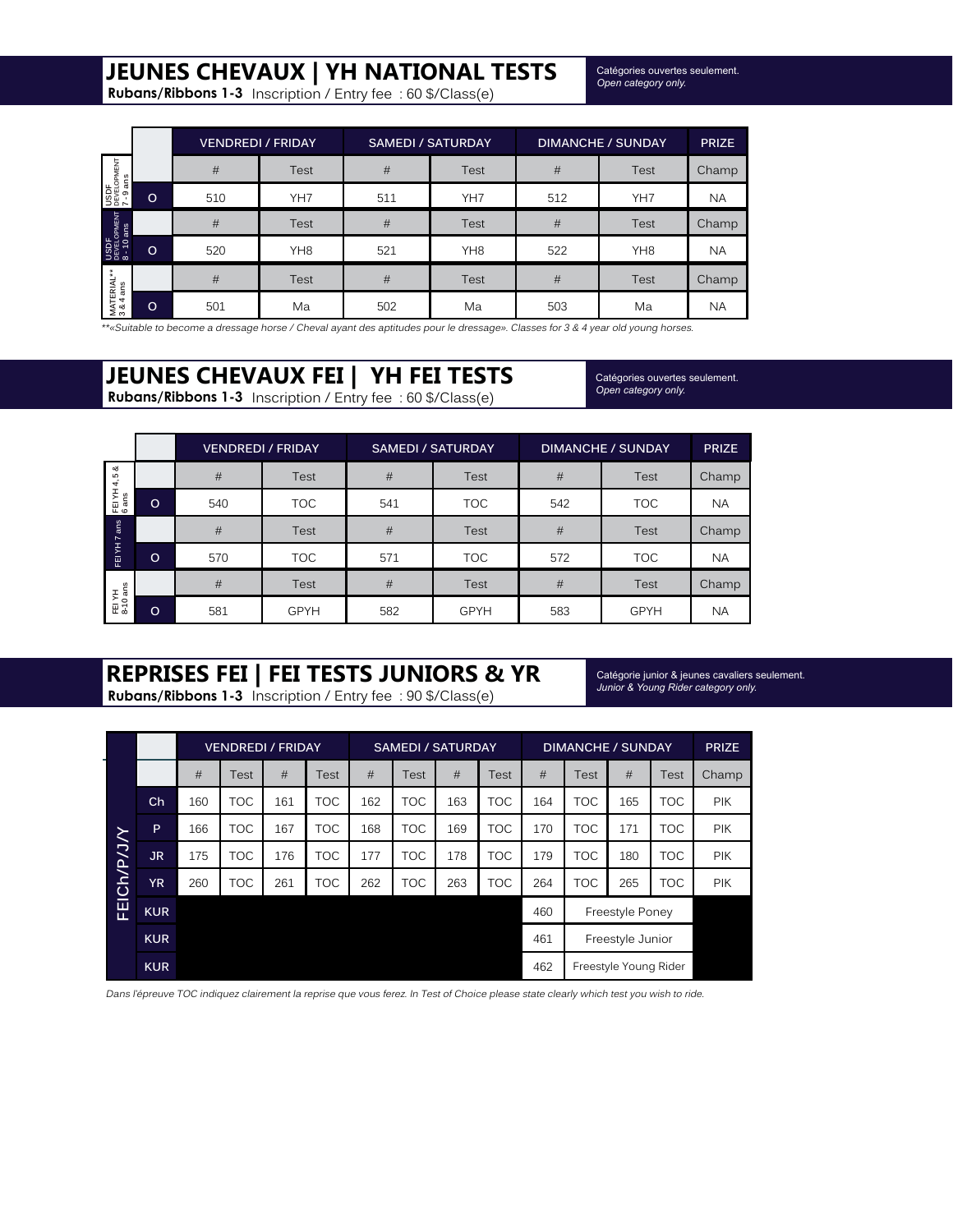## JEUNES CHEVAUX | YH NATIONAL TESTS

**Rubans/Ribbons 1-3** Inscription / Entry fee : 60 $/Class(e)

Catégories ouvertes seulement.
*Open category only.*

| | | VENDREDI / FRIDAY | | SAMEDI / SATURDAY | | DIMANCHE / SUNDAY | | PRIZE |
|---|---|---|---|---|---|---|---|---|
| USDF DEVELOPMENT 7 - 9 ans | | # | Test | # | Test | # | Test | Champ |
| | O | 510 | YH7 | 511 | YH7 | 512 | YH7 | NA |
| USDF DEVELOPMENT 8 - 10 ans | | # | Test | # | Test | # | Test | Champ |
| | O | 520 | YH8 | 521 | YH8 | 522 | YH8 | NA |
| MATERIAL** 3 & 4 ans | | # | Test | # | Test | # | Test | Champ |
| | O | 501 | Ma | 502 | Ma | 503 | Ma | NA |

*\*\*«Suitable to become a dressage horse / Cheval ayant des aptitudes pour le dressage». Classes for 3 & 4 year old young horses.*

## JEUNES CHEVAUX FEI | YH FEI TESTS

**Rubans/Ribbons 1-3** Inscription / Entry fee : 60 $/Class(e)

Catégories ouvertes seulement.
*Open category only.*

| | | VENDREDI / FRIDAY | | SAMEDI / SATURDAY | | DIMANCHE / SUNDAY | | PRIZE |
|---|---|---|---|---|---|---|---|---|
| FEI YH 4, 5 & 6 ans | | # | Test | # | Test | # | Test | Champ |
| | O | 540 | TOC | 541 | TOC | 542 | TOC | NA |
| FEI YH 7 ans | | # | Test | # | Test | # | Test | Champ |
| | O | 570 | TOC | 571 | TOC | 572 | TOC | NA |
| FEI YH 8-10 ans | | # | Test | # | Test | # | Test | Champ |
| | O | 581 | GPYH | 582 | GPYH | 583 | GPYH | NA |

## REPRISES FEI | FEI TESTS JUNIORS & YR

**Rubans/Ribbons 1-3** Inscription / Entry fee : 90 $/Class(e)

Catégorie junior & jeunes cavaliers seulement.
*Junior & Young Rider category only.*

| | | VENDREDI / FRIDAY | | | | SAMEDI / SATURDAY | | | | DIMANCHE / SUNDAY | | | | PRIZE |
|---|---|---|---|---|---|---|---|---|---|---|---|---|---|---|
| | | # | Test | # | Test | # | Test | # | Test | # | Test | # | Test | Champ |
| FEICh/P/J/Y | Ch | 160 | TOC | 161 | TOC | 162 | TOC | 163 | TOC | 164 | TOC | 165 | TOC | PIK |
| | P | 166 | TOC | 167 | TOC | 168 | TOC | 169 | TOC | 170 | TOC | 171 | TOC | PIK |
| | JR | 175 | TOC | 176 | TOC | 177 | TOC | 178 | TOC | 179 | TOC | 180 | TOC | PIK |
| | YR | 260 | TOC | 261 | TOC | 262 | TOC | 263 | TOC | 264 | TOC | 265 | TOC | PIK |
| | KUR | | | | | | | | | 460 | Freestyle Poney | | | |
| | KUR | | | | | | | | | 461 | Freestyle Junior | | | |
| | KUR | | | | | | | | | 462 | Freestyle Young Rider | | | |

*Dans l'épreuve TOC indiquez clairement la reprise que vous ferez. In Test of Choice please state clearly which test you wish to ride.*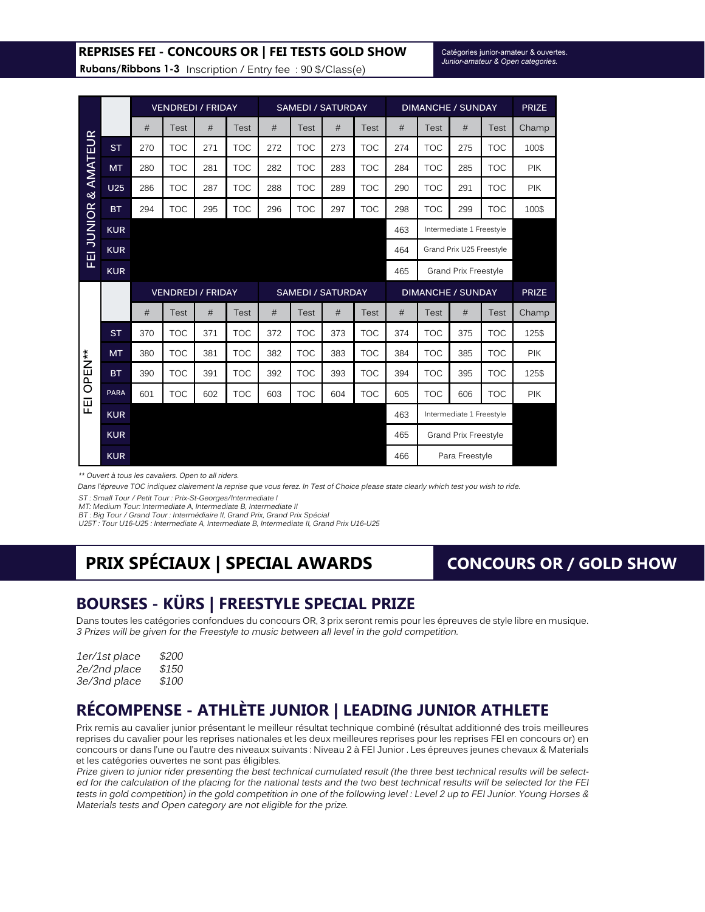## REPRISES FEI - CONCOURS OR | FEI TESTS GOLD SHOW

**Rubans/Ribbons 1-3** Inscription / Entry fee : 90 $/Class(e)

Catégories junior-amateur & ouvertes.
*Junior-amateur & Open categories.*

| | | VENDREDI / FRIDAY | | | | SAMEDI / SATURDAY | | | | DIMANCHE / SUNDAY | | | | PRIZE |
|---|---|---|---|---|---|---|---|---|---|---|---|---|---|---|
| | | # | Test | # | Test | # | Test | # | Test | # | Test | # | Test | Champ |
| FEI JUNIOR & AMATEUR | ST | 270 | TOC | 271 | TOC | 272 | TOC | 273 | TOC | 274 | TOC | 275 | TOC | 100$ |
| | MT | 280 | TOC | 281 | TOC | 282 | TOC | 283 | TOC | 284 | TOC | 285 | TOC | PIK |
| | U25 | 286 | TOC | 287 | TOC | 288 | TOC | 289 | TOC | 290 | TOC | 291 | TOC | PIK |
| | BT | 294 | TOC | 295 | TOC | 296 | TOC | 297 | TOC | 298 | TOC | 299 | TOC | 100$ |
| | KUR | | | | | | | | | 463 | Intermediate 1 Freestyle | | | |
| | KUR | | | | | | | | | 464 | Grand Prix U25 Freestyle | | | |
| | KUR | | | | | | | | | 465 | Grand Prix Freestyle | | | |
| | | VENDREDI / FRIDAY | | | | SAMEDI / SATURDAY | | | | DIMANCHE / SUNDAY | | | | PRIZE |
| | | # | Test | # | Test | # | Test | # | Test | # | Test | # | Test | Champ |
| FEI OPEN** | ST | 370 | TOC | 371 | TOC | 372 | TOC | 373 | TOC | 374 | TOC | 375 | TOC | 125$ |
| | MT | 380 | TOC | 381 | TOC | 382 | TOC | 383 | TOC | 384 | TOC | 385 | TOC | PIK |
| | BT | 390 | TOC | 391 | TOC | 392 | TOC | 393 | TOC | 394 | TOC | 395 | TOC | 125$ |
| | PARA | 601 | TOC | 602 | TOC | 603 | TOC | 604 | TOC | 605 | TOC | 606 | TOC | PIK |
| | KUR | | | | | | | | | 463 | Intermediate 1 Freestyle | | | |
| | KUR | | | | | | | | | 465 | Grand Prix Freestyle | | | |
| | KUR | | | | | | | | | 466 | Para Freestyle | | | |

*** Ouvert à tous les cavaliers. Open to all riders.*

*Dans l'épreuve TOC indiquez clairement la reprise que vous ferez. In Test of Choice please state clearly which test you wish to ride.*

*ST : Small Tour / Petit Tour : Prix-St-Georges/Intermediate I*
*MT: Medium Tour: Intermediate A, Intermediate B, Intermediate II*
*BT : Big Tour / Grand Tour : Intermédiaire II, Grand Prix, Grand Prix Spécial*
*U25T : Tour U16-U25 : Intermediate A, Intermediate B, Intermediate II, Grand Prix U16-U25*

# PRIX SPÉCIAUX | SPECIAL AWARDS

**CONCOURS OR / GOLD SHOW**

## BOURSES - KÜRS | FREESTYLE SPECIAL PRIZE

Dans toutes les catégories confondues du concours OR, 3 prix seront remis pour les épreuves de style libre en musique.
*3 Prizes will be given for the Freestyle to music between all level in the gold competition.*

*1er/1st place $200*
*2e/2nd place $150*
*3e/3nd place $100*

## RÉCOMPENSE - ATHLÈTE JUNIOR | LEADING JUNIOR ATHLETE

Prix remis au cavalier junior présentant le meilleur résultat technique combiné (résultat additionné des trois meilleures reprises du cavalier pour les reprises nationales et les deux meilleures reprises pour les reprises FEI en concours or) en concours or dans l'une ou l'autre des niveaux suivants : Niveau 2 à FEI Junior . Les épreuves jeunes chevaux & Materials et les catégories ouvertes ne sont pas éligibles.

*Prize given to junior rider presenting the best technical cumulated result (the three best technical results will be selected for the calculation of the placing for the national tests and the two best technical results will be selected for the FEI tests in gold competition) in the gold competition in one of the following level : Level 2 up to FEI Junior. Young Horses & Materials tests and Open category are not eligible for the prize.*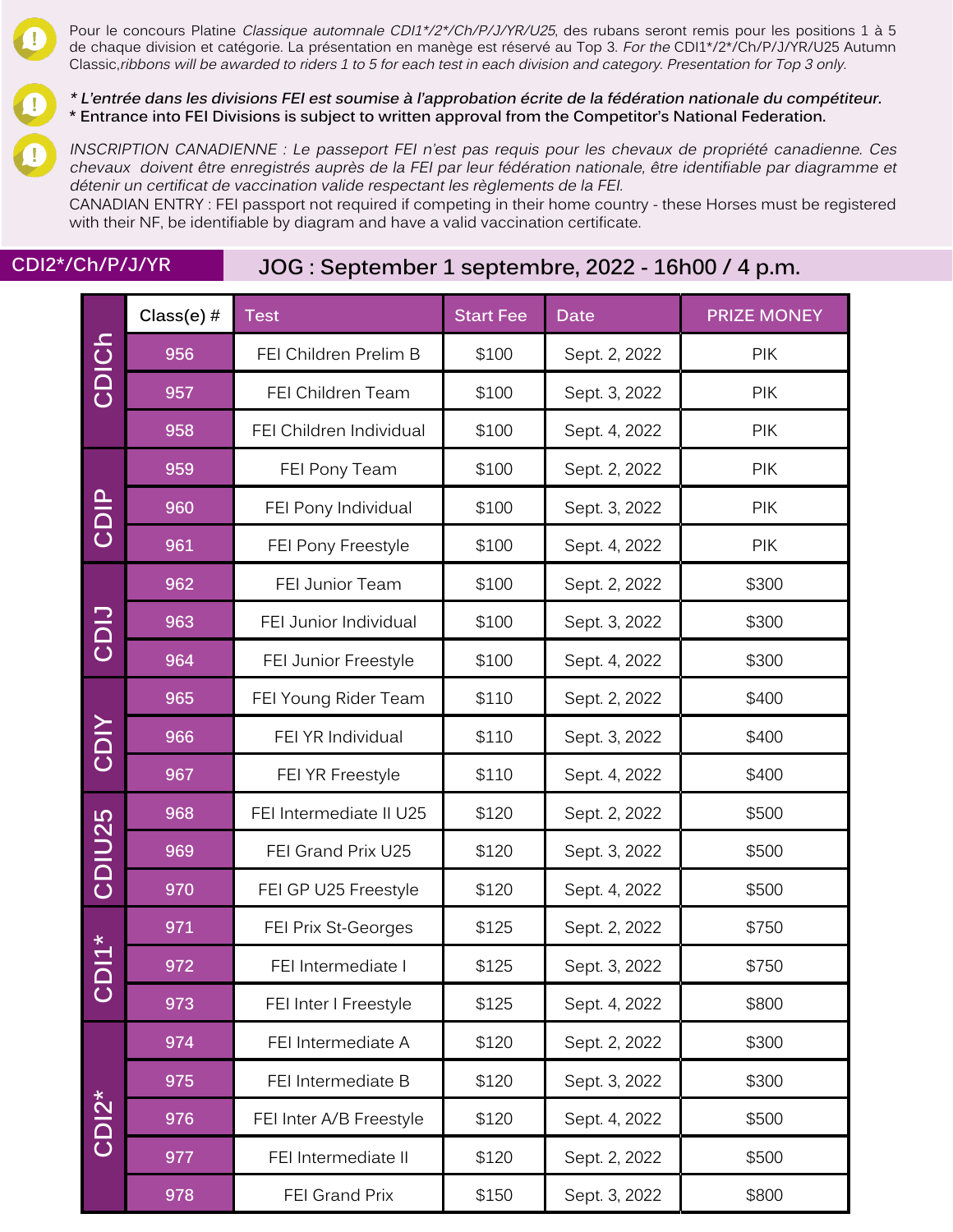Pour le concours Platine *Classique automnale CDI1*/2*/Ch/P/J/YR/U25*, des rubans seront remis pour les positions 1 à 5 de chaque division et catégorie. La présentation en manège est réservé au Top 3. *For the* CDI1*/2*/Ch/P/J/YR/U25 Autumn Classic,*ribbons will be awarded to riders 1 to 5 for each test in each division and category. Presentation for Top 3 only.*

***\* L'entrée dans les divisions FEI est soumise à l'approbation écrite de la fédération nationale du compétiteur.***
**\* Entrance into FEI Divisions is subject to written approval from the Competitor's National Federation.**

*INSCRIPTION CANADIENNE : Le passeport FEI n'est pas requis pour les chevaux de propriété canadienne. Ces chevaux doivent être enregistrés auprès de la FEI par leur fédération nationale, être identifiable par diagramme et détenir un certificat de vaccination valide respectant les règlements de la FEI.*
CANADIAN ENTRY : FEI passport not required if competing in their home country - these Horses must be registered with their NF, be identifiable by diagram and have a valid vaccination certificate.

## CDI2*/Ch/P/J/YR — JOG : September 1 septembre, 2022 - 16h00 / 4 p.m.

| | Class(e) # | Test | Start Fee | Date | PRIZE MONEY |
|---|---|---|---|---|---|
| CDICh | 956 | FEI Children Prelim B | $100 | Sept. 2, 2022 | PIK |
| | 957 | FEI Children Team | $100 | Sept. 3, 2022 | PIK |
| | 958 | FEI Children Individual | $100 | Sept. 4, 2022 | PIK |
| CDIP | 959 | FEI Pony Team | $100 | Sept. 2, 2022 | PIK |
| | 960 | FEI Pony Individual | $100 | Sept. 3, 2022 | PIK |
| | 961 | FEI Pony Freestyle | $100 | Sept. 4, 2022 | PIK |
| CDIJ | 962 | FEI Junior Team | $100 | Sept. 2, 2022 | $300 |
| | 963 | FEI Junior Individual | $100 | Sept. 3, 2022 | $300 |
| | 964 | FEI Junior Freestyle | $100 | Sept. 4, 2022 | $300 |
| CDIY | 965 | FEI Young Rider Team | $110 | Sept. 2, 2022 | $400 |
| | 966 | FEI YR Individual | $110 | Sept. 3, 2022 | $400 |
| | 967 | FEI YR Freestyle | $110 | Sept. 4, 2022 | $400 |
| CDIU25 | 968 | FEI Intermediate II U25 | $120 | Sept. 2, 2022 | $500 |
| | 969 | FEI Grand Prix U25 | $120 | Sept. 3, 2022 | $500 |
| | 970 | FEI GP U25 Freestyle | $120 | Sept. 4, 2022 | $500 |
| CDI1* | 971 | FEI Prix St-Georges | $125 | Sept. 2, 2022 | $750 |
| | 972 | FEI Intermediate I | $125 | Sept. 3, 2022 | $750 |
| | 973 | FEI Inter I Freestyle | $125 | Sept. 4, 2022 | $800 |
| CDI2* | 974 | FEI Intermediate A | $120 | Sept. 2, 2022 | $300 |
| | 975 | FEI Intermediate B | $120 | Sept. 3, 2022 | $300 |
| | 976 | FEI Inter A/B Freestyle | $120 | Sept. 4, 2022 | $500 |
| | 977 | FEI Intermediate II | $120 | Sept. 2, 2022 | $500 |
| | 978 | FEI Grand Prix | $150 | Sept. 3, 2022 | $800 |